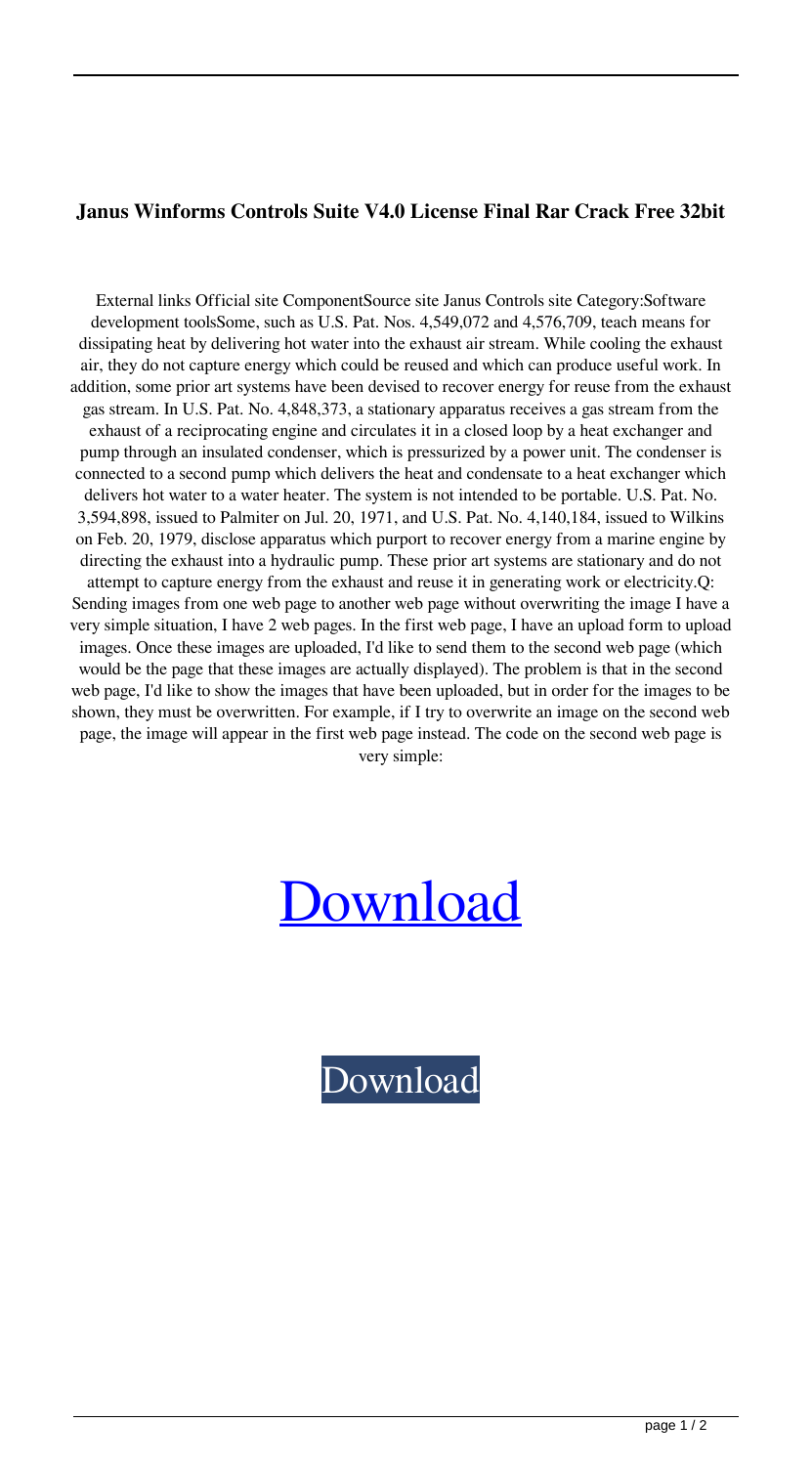### **Janus Winforms Controls Suite V4.0 License Final Rar Crack Free 32bit**

External links Official site ComponentSource site Janus Controls site Category:Software development toolsSome, such as U.S. Pat. Nos. 4,549,072 and 4,576,709, teach means for dissipating heat by delivering hot water into the exhaust air stream. While cooling the exhaust air, they do not capture energy which could be reused and which can produce useful work. In addition, some prior art systems have been devised to recover energy for reuse from the exhaust gas stream. In U.S. Pat. No. 4,848,373, a stationary apparatus receives a gas stream from the exhaust of a reciprocating engine and circulates it in a closed loop by a heat exchanger and pump through an insulated condenser, which is pressurized by a power unit. The condenser is connected to a second pump which delivers the heat and condensate to a heat exchanger which delivers hot water to a water heater. The system is not intended to be portable. U.S. Pat. No. 3,594,898, issued to Palmiter on Jul. 20, 1971, and U.S. Pat. No. 4,140,184, issued to Wilkins on Feb. 20, 1979, disclose apparatus which purport to recover energy from a marine engine by directing the exhaust into a hydraulic pump. These prior art systems are stationary and do not attempt to capture energy from the exhaust and reuse it in generating work or electricity.Q: Sending images from one web page to another web page without overwriting the image I have a very simple situation, I have 2 web pages. In the first web page, I have an upload form to upload images. Once these images are uploaded, I'd like to send them to the second web page (which would be the page that these images are actually displayed). The problem is that in the second web page, I'd like to show the images that have been uploaded, but in order for the images to be shown, they must be overwritten. For example, if I try to overwrite an image on the second web page, the image will appear in the first web page instead. The code on the second web page is very simple:

# Download

Download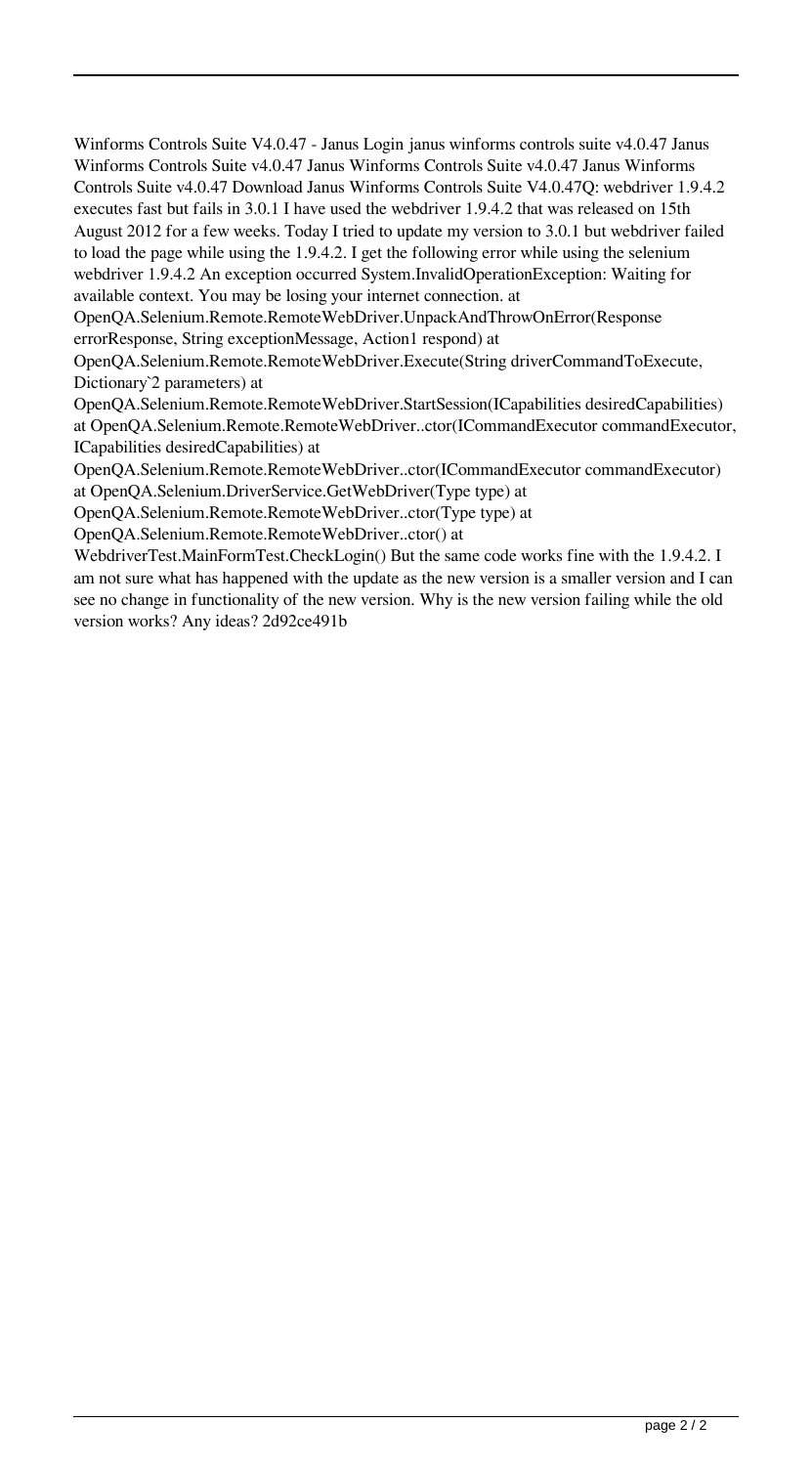Winforms Controls Suite V4.0.47 - Janus Login janus winforms controls suite v4.0.47 Janus Winforms Controls Suite v4.0.47 Janus Winforms Controls Suite v4.0.47 Janus Winforms Controls Suite v4.0.47 Download Janus Winforms Controls Suite V4.0.47Q: webdriver 1.9.4.2 executes fast but fails in 3.0.1 I have used the webdriver 1.9.4.2 that was released on 15th August 2012 for a few weeks. Today I tried to update my version to 3.0.1 but webdriver failed to load the page while using the 1.9.4.2. I get the following error while using the selenium webdriver 1.9.4.2 An exception occurred System.InvalidOperationException: Waiting for available context. You may be losing your internet connection. at OpenQA.Selenium.Remote.RemoteWebDriver.UnpackAndThrowOnError(Response errorResponse, String exceptionMessage, Action1 respond) at OpenQA.Selenium.Remote.RemoteWebDriver.Execute(String driverCommandToExecute, Dictionary`2 parameters) at OpenQA.Selenium.Remote.RemoteWebDriver.StartSession(ICapabilities desiredCapabilities) at OpenQA.Selenium.Remote.RemoteWebDriver..ctor(ICommandExecutor commandExecutor, ICapabilities desiredCapabilities) at OpenQA.Selenium.Remote.RemoteWebDriver..ctor(ICommandExecutor commandExecutor) at OpenQA.Selenium.DriverService.GetWebDriver(Type type) at OpenQA.Selenium.Remote.RemoteWebDriver..ctor(Type type) at OpenQA.Selenium.Remote.RemoteWebDriver..ctor() at WebdriverTest.MainFormTest.CheckLogin() But the same code works fine with the 1.9.4.2. I am not sure what has happened with the update as the new version is a smaller version and I can see no change in functionality of the new version. Why is the new version failing while the old version works? Any ideas? 2d92ce491b